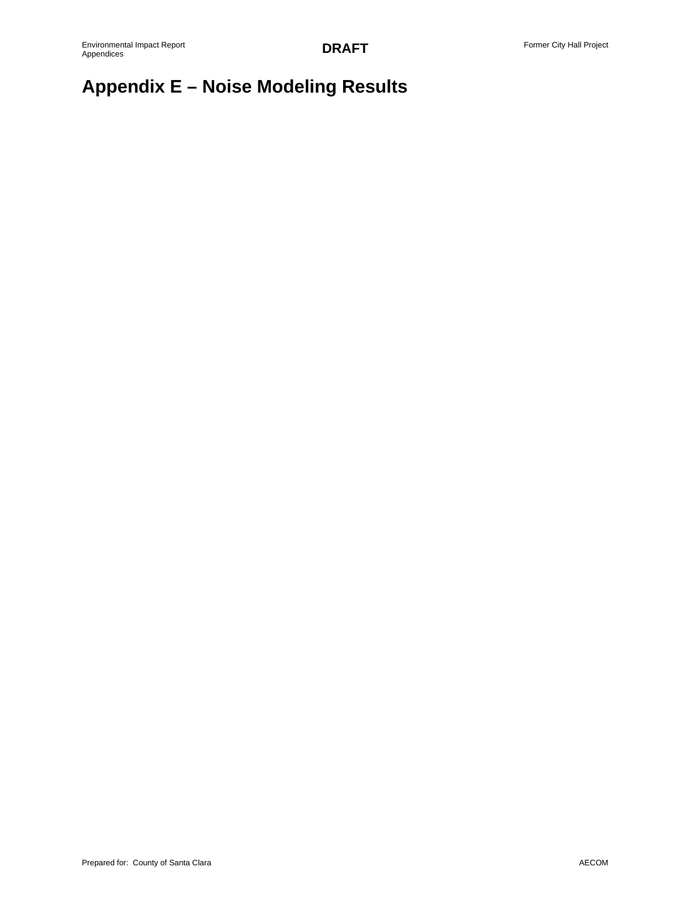# Appendix E – Noise Modeling Results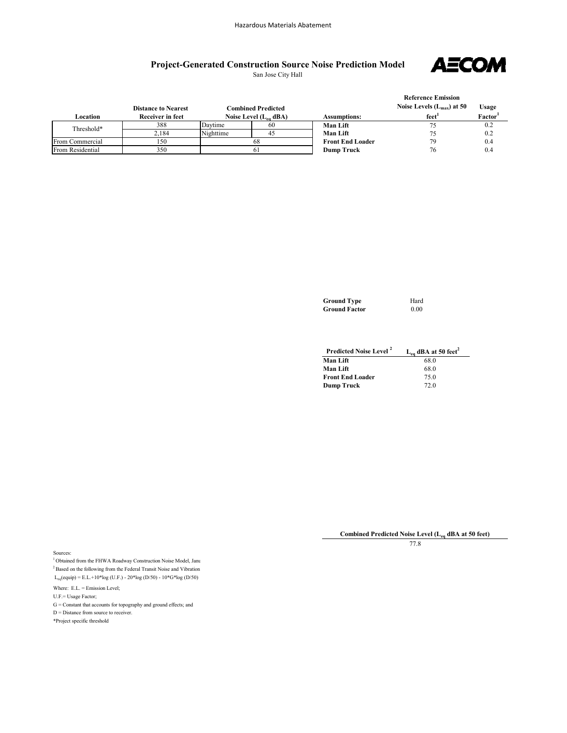## Project-Generated Construction Source Noise Prediction Model

San Jose City Hall

| Location | Distance to Nearest Receiver in feet | Combined Predicted Noise Level ($L_{eq}$ dBA) | |
|---|---|---|---|
| Threshold* | 388 | Daytime | 60 |
| | 2,184 | Nighttime | 45 |
| From Commercial | 150 | 68 | |
| From Residential | 350 | 61 | |

| Assumptions: | Reference Emission Noise Levels ($L_{max}$) at 50 feet[1] | Usage Factor[1] |
|---|---|---|
| **Man Lift** | 75 | 0.2 |
| **Man Lift** | 75 | 0.2 |
| **Front End Loader** | 79 | 0.4 |
| **Dump Truck** | 76 | 0.4 |

| | |
|---|---|
| **Ground Type** | Hard |
| **Ground Factor** | 0.00 |

| Predicted Noise Level [2] | $L_{eq}$ dBA at 50 feet[2] |
|---|---|
| **Man Lift** | 68.0 |
| **Man Lift** | 68.0 |
| **Front End Loader** | 75.0 |
| **Dump Truck** | 72.0 |

**Combined Predicted Noise Level ($L_{eq}$ dBA at 50 feet)**

77.8

Sources:

[1] Obtained from the FHWA Roadway Construction Noise Model, Janu

[2] Based on the following from the Federal Transit Noise and Vibration

$L_{eq}(equip) = E.L.+10*\log (U.F.) - 20*\log (D/50) - 10*G*\log (D/50)$

Where: E.L. = Emission Level;

U.F.= Usage Factor;

G = Constant that accounts for topography and ground effects; and

D = Distance from source to receiver.

*Project specific threshold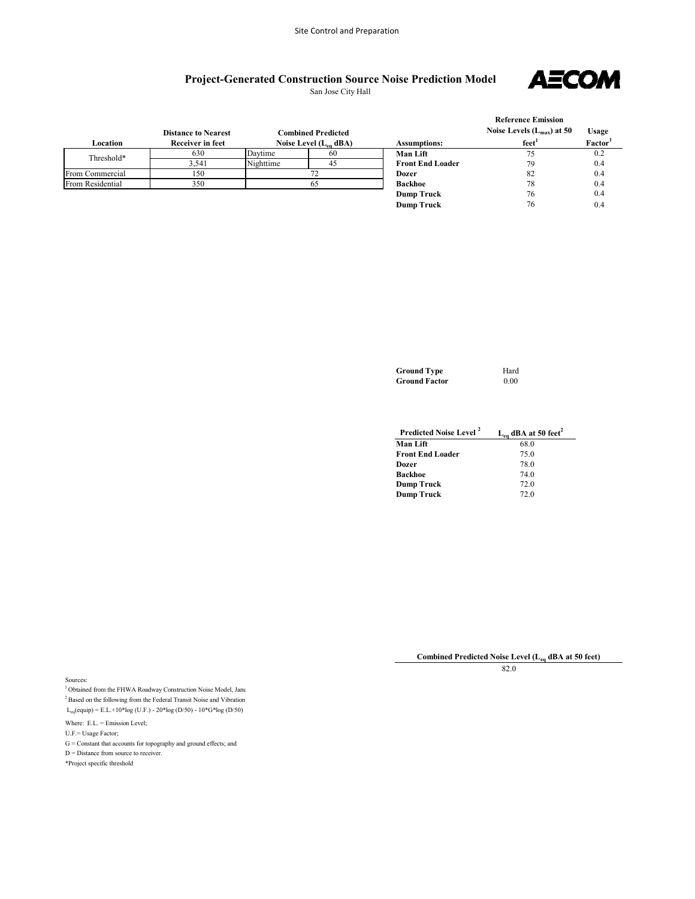Site Control and Preparation

# Project-Generated Construction Source Noise Prediction Model

San Jose City Hall

AECOM

| Location | Distance to Nearest Receiver in feet | Combined Predicted Noise Level ($L_{eq}$ dBA) | |
|---|---|---|---|
| Threshold* | 630 | Daytime | 60 |
| | 3,541 | Nighttime | 45 |
| From Commercial | 150 | 72 | |
| From Residential | 350 | 65 | |

| Assumptions: | Reference Emission Noise Levels ($L_{max}$) at 50 feet[1] | Usage Factor[1] |
|---|---|---|
| **Man Lift** | 75 | 0.2 |
| **Front End Loader** | 79 | 0.4 |
| **Dozer** | 82 | 0.4 |
| **Backhoe** | 78 | 0.4 |
| **Dump Truck** | 76 | 0.4 |
| **Dump Truck** | 76 | 0.4 |

| | |
|---|---|
| **Ground Type** | Hard |
| **Ground Factor** | 0.00 |

| Predicted Noise Level [2] | $L_{eq}$ dBA at 50 feet[2] |
|---|---|
| **Man Lift** | 68.0 |
| **Front End Loader** | 75.0 |
| **Dozer** | 78.0 |
| **Backhoe** | 74.0 |
| **Dump Truck** | 72.0 |
| **Dump Truck** | 72.0 |

**Combined Predicted Noise Level ($L_{eq}$ dBA at 50 feet)**

82.0

Sources:

[1] Obtained from the FHWA Roadway Construction Noise Model, Janu

[2] Based on the following from the Federal Transit Noise and Vibration

$L_{eq}(\text{equip}) = \text{E.L.} + 10*\log(\text{U.F.}) - 20*\log(D/50) - 10*G*\log(D/50)$

Where: E.L. = Emission Level;

U.F.= Usage Factor;

G = Constant that accounts for topography and ground effects; and

D = Distance from source to receiver.

*Project specific threshold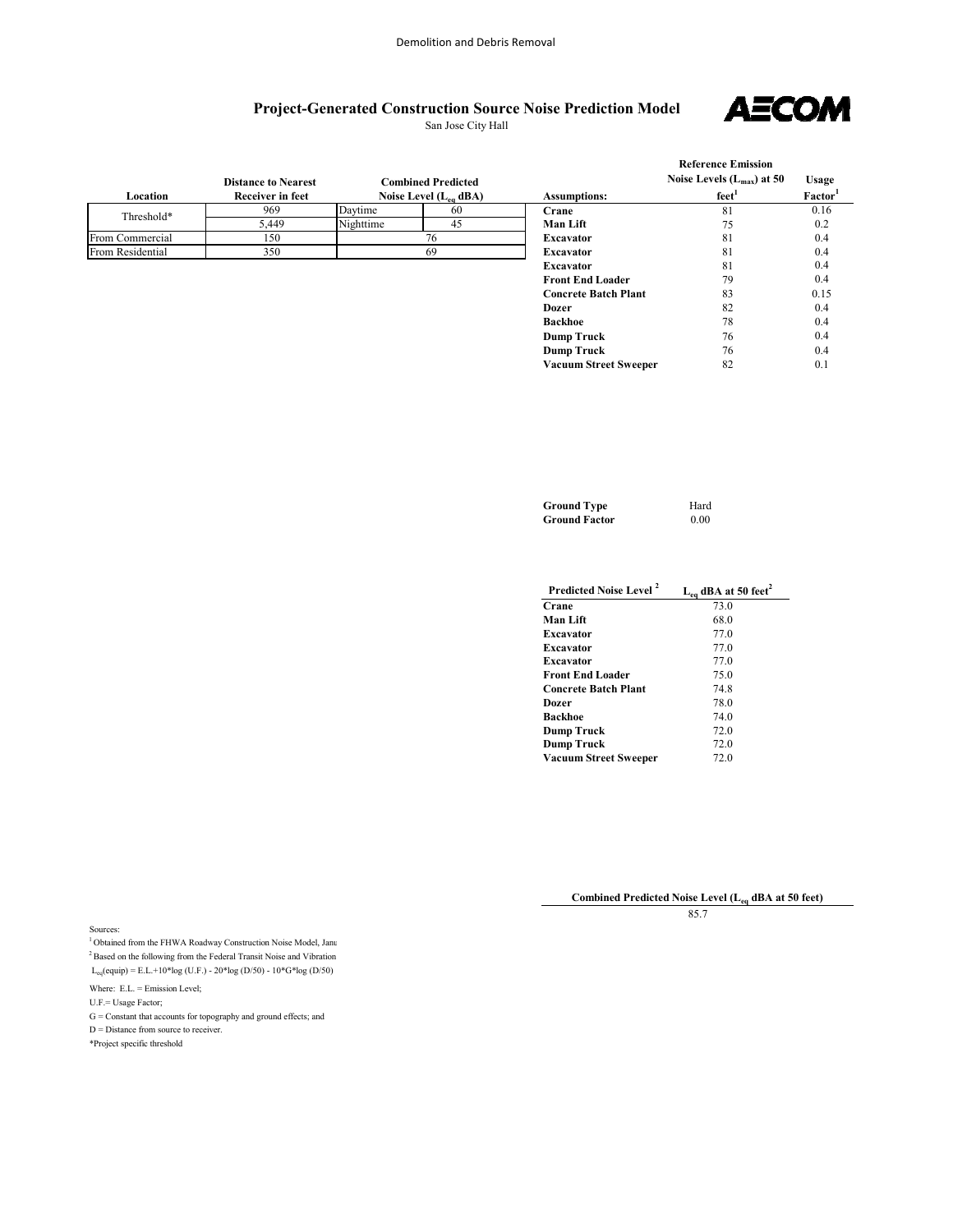Demolition and Debris Removal

## Project-Generated Construction Source Noise Prediction Model

San Jose City Hall

AECOM

| Location | Distance to Nearest Receiver in feet | Combined Predicted Noise Level ($L_{eq}$ dBA) | |
|---|---|---|---|
| Threshold* | 969 | Daytime | 60 |
| | 5,449 | Nighttime | 45 |
| From Commercial | 150 | 76 | |
| From Residential | 350 | 69 | |

| Assumptions: | Reference Emission Noise Levels ($L_{max}$) at 50 feet[1] | Usage Factor[1] |
|---|---|---|
| Crane | 81 | 0.16 |
| Man Lift | 75 | 0.2 |
| Excavator | 81 | 0.4 |
| Excavator | 81 | 0.4 |
| Excavator | 81 | 0.4 |
| Front End Loader | 79 | 0.4 |
| Concrete Batch Plant | 83 | 0.15 |
| Dozer | 82 | 0.4 |
| Backhoe | 78 | 0.4 |
| Dump Truck | 76 | 0.4 |
| Dump Truck | 76 | 0.4 |
| Vacuum Street Sweeper | 82 | 0.1 |

| | |
|---|---|
| **Ground Type** | Hard |
| **Ground Factor** | 0.00 |

| Predicted Noise Level [2] | $L_{eq}$ dBA at 50 feet[2] |
|---|---|
| Crane | 73.0 |
| Man Lift | 68.0 |
| Excavator | 77.0 |
| Excavator | 77.0 |
| Excavator | 77.0 |
| Front End Loader | 75.0 |
| Concrete Batch Plant | 74.8 |
| Dozer | 78.0 |
| Backhoe | 74.0 |
| Dump Truck | 72.0 |
| Dump Truck | 72.0 |
| Vacuum Street Sweeper | 72.0 |

| Combined Predicted Noise Level ($L_{eq}$ dBA at 50 feet) |
|---|
| 85.7 |

Sources:

[1] Obtained from the FHWA Roadway Construction Noise Model, Janu

[2] Based on the following from the Federal Transit Noise and Vibration

$L_{eq}(\text{equip}) = \text{E.L.} + 10\log(\text{U.F.}) - 20\log(D/50) - 10G\log(D/50)$

Where: E.L. = Emission Level;

U.F.= Usage Factor;

G = Constant that accounts for topography and ground effects; and

D = Distance from source to receiver.

*Project specific threshold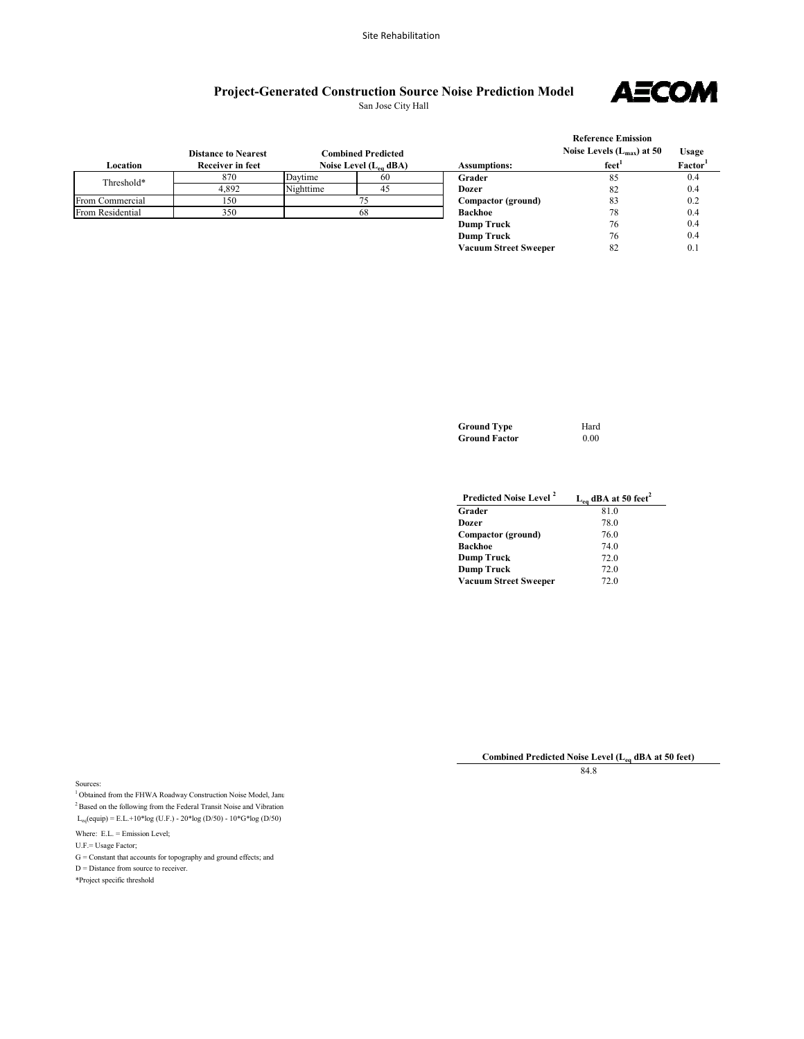Site Rehabilitation

# Project-Generated Construction Source Noise Prediction Model

San Jose City Hall

AECOM

| Location | Distance to Nearest Receiver in feet | Combined Predicted Noise Level ($L_{eq}$ dBA) | |
|---|---|---|---|
| Threshold* | 870 | Daytime | 60 |
| | 4,892 | Nighttime | 45 |
| From Commercial | 150 | 75 | |
| From Residential | 350 | 68 | |

| Assumptions: | Reference Emission Noise Levels ($L_{max}$) at 50 feet[1] | Usage Factor[1] |
|---|---|---|
| **Grader** | 85 | 0.4 |
| **Dozer** | 82 | 0.4 |
| **Compactor (ground)** | 83 | 0.2 |
| **Backhoe** | 78 | 0.4 |
| **Dump Truck** | 76 | 0.4 |
| **Dump Truck** | 76 | 0.4 |
| **Vacuum Street Sweeper** | 82 | 0.1 |

| | |
|---|---|
| **Ground Type** | Hard |
| **Ground Factor** | 0.00 |

| Predicted Noise Level [2] | $L_{eq}$ dBA at 50 feet[2] |
|---|---|
| **Grader** | 81.0 |
| **Dozer** | 78.0 |
| **Compactor (ground)** | 76.0 |
| **Backhoe** | 74.0 |
| **Dump Truck** | 72.0 |
| **Dump Truck** | 72.0 |
| **Vacuum Street Sweeper** | 72.0 |

**Combined Predicted Noise Level ($L_{eq}$ dBA at 50 feet)**

84.8

Sources:

[1] Obtained from the FHWA Roadway Construction Noise Model, Janu

[2] Based on the following from the Federal Transit Noise and Vibration

$L_{eq}(equip) = E.L. + 10*\log(U.F.) - 20*\log(D/50) - 10*G*\log(D/50)$

Where: E.L. = Emission Level;

U.F.= Usage Factor;

G = Constant that accounts for topography and ground effects; and

D = Distance from source to receiver.

*Project specific threshold